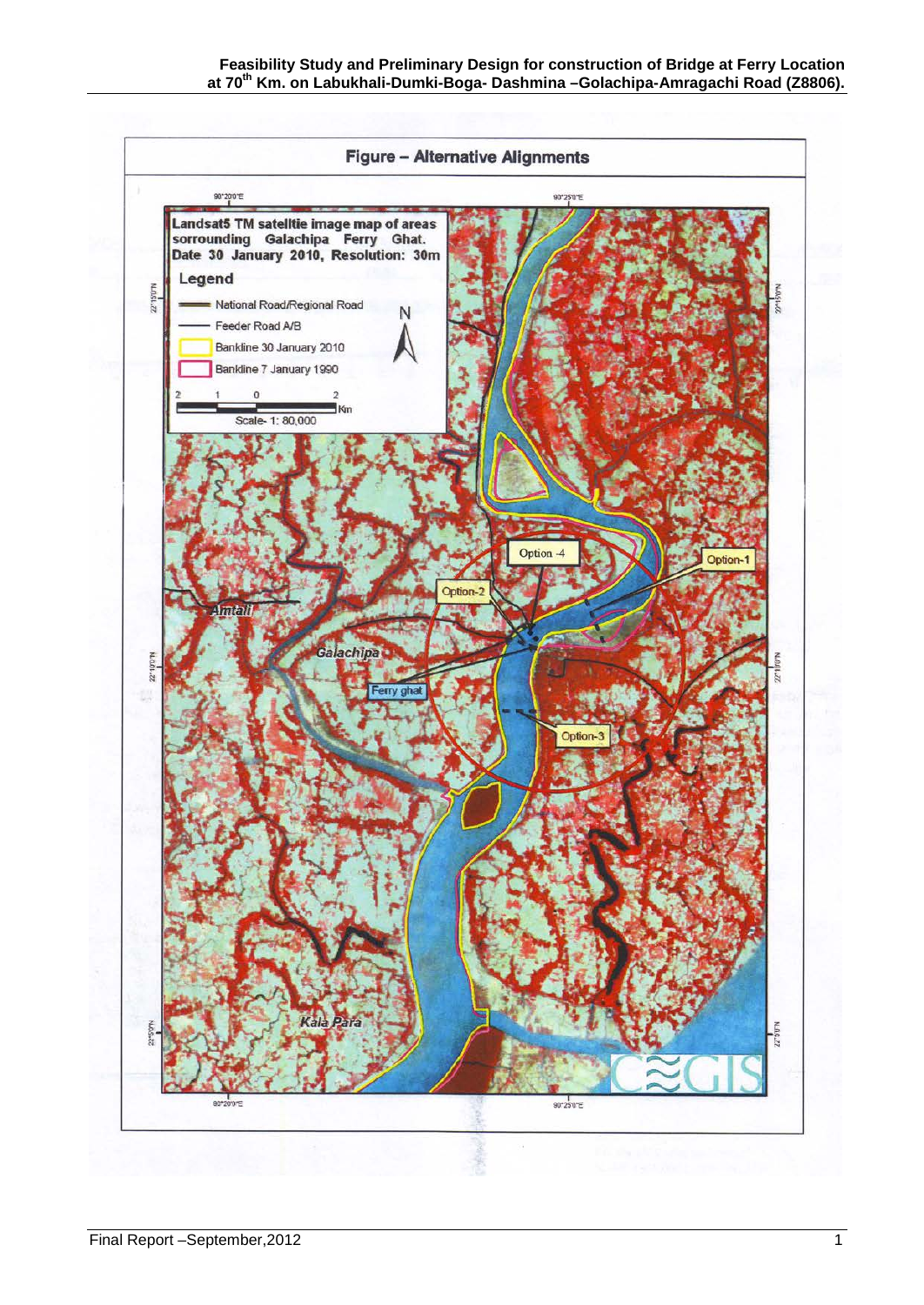## Figure – Alternative Alignments

Landsat5 TM satelltie image map of areas sorrounding Galachipa Ferry Ghat. Date 30 January 2010, Resolution: 30m

Legend

- National Road/Regional Road
- Feeder Road A/B
- Bankline 30 January 2010
- Bankline 7 January 1990

Scale- 1: 80,000

Option -4

Option-1

Option-2

Option-3

Amtali

Galachipa

Ferry ghat

Kala Para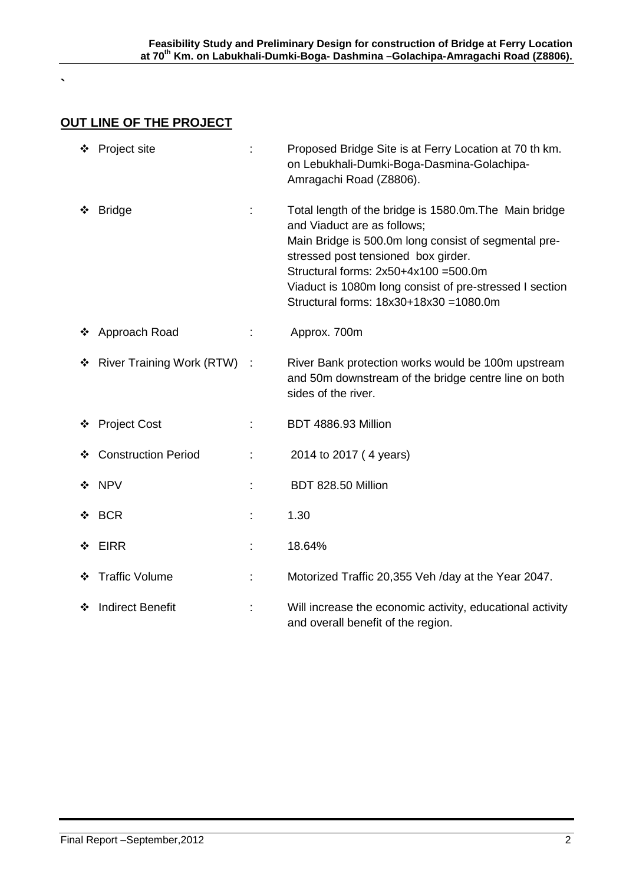`

## OUT LINE OF THE PROJECT

- Project site : Proposed Bridge Site is at Ferry Location at 70 th km. on Lebukhali-Dumki-Boga-Dasmina-Golachipa-Amragachi Road (Z8806).
- Bridge : Total length of the bridge is 1580.0m.The Main bridge and Viaduct are as follows;
  Main Bridge is 500.0m long consist of segmental pre-stressed post tensioned box girder.
  Structural forms: 2x50+4x100 =500.0m
  Viaduct is 1080m long consist of pre-stressed I section
  Structural forms: 18x30+18x30 =1080.0m
- Approach Road : Approx. 700m
- River Training Work (RTW) : River Bank protection works would be 100m upstream and 50m downstream of the bridge centre line on both sides of the river.
- Project Cost : BDT 4886.93 Million
- Construction Period : 2014 to 2017 ( 4 years)
- NPV : BDT 828.50 Million
- BCR : 1.30
- EIRR : 18.64%
- Traffic Volume : Motorized Traffic 20,355 Veh /day at the Year 2047.
- Indirect Benefit : Will increase the economic activity, educational activity and overall benefit of the region.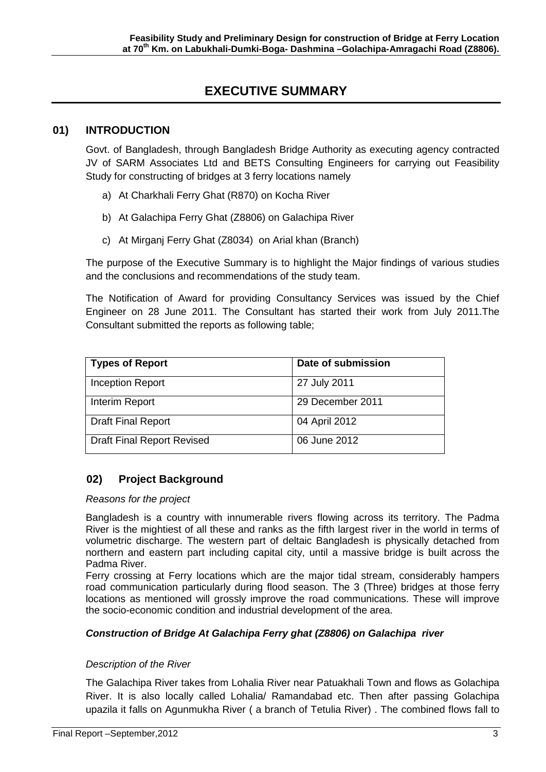# EXECUTIVE SUMMARY

## 01) INTRODUCTION

Govt. of Bangladesh, through Bangladesh Bridge Authority as executing agency contracted JV of SARM Associates Ltd and BETS Consulting Engineers for carrying out Feasibility Study for constructing of bridges at 3 ferry locations namely

a) At Charkhali Ferry Ghat (R870) on Kocha River

b) At Galachipa Ferry Ghat (Z8806) on Galachipa River

c) At Mirganj Ferry Ghat (Z8034) on Arial khan (Branch)

The purpose of the Executive Summary is to highlight the Major findings of various studies and the conclusions and recommendations of the study team.

The Notification of Award for providing Consultancy Services was issued by the Chief Engineer on 28 June 2011. The Consultant has started their work from July 2011.The Consultant submitted the reports as following table;

| Types of Report | Date of submission |
|---|---|
| Inception Report | 27 July 2011 |
| Interim Report | 29 December 2011 |
| Draft Final Report | 04 April 2012 |
| Draft Final Report Revised | 06 June 2012 |

## 02) Project Background

*Reasons for the project*

Bangladesh is a country with innumerable rivers flowing across its territory. The Padma River is the mightiest of all these and ranks as the fifth largest river in the world in terms of volumetric discharge. The western part of deltaic Bangladesh is physically detached from northern and eastern part including capital city, until a massive bridge is built across the Padma River.

Ferry crossing at Ferry locations which are the major tidal stream, considerably hampers road communication particularly during flood season. The 3 (Three) bridges at those ferry locations as mentioned will grossly improve the road communications. These will improve the socio-economic condition and industrial development of the area.

***Construction of Bridge At Galachipa Ferry ghat (Z8806) on Galachipa river***

*Description of the River*

The Galachipa River takes from Lohalia River near Patuakhali Town and flows as Golachipa River. It is also locally called Lohalia/ Ramandabad etc. Then after passing Golachipa upazila it falls on Agunmukha River ( a branch of Tetulia River) . The combined flows fall to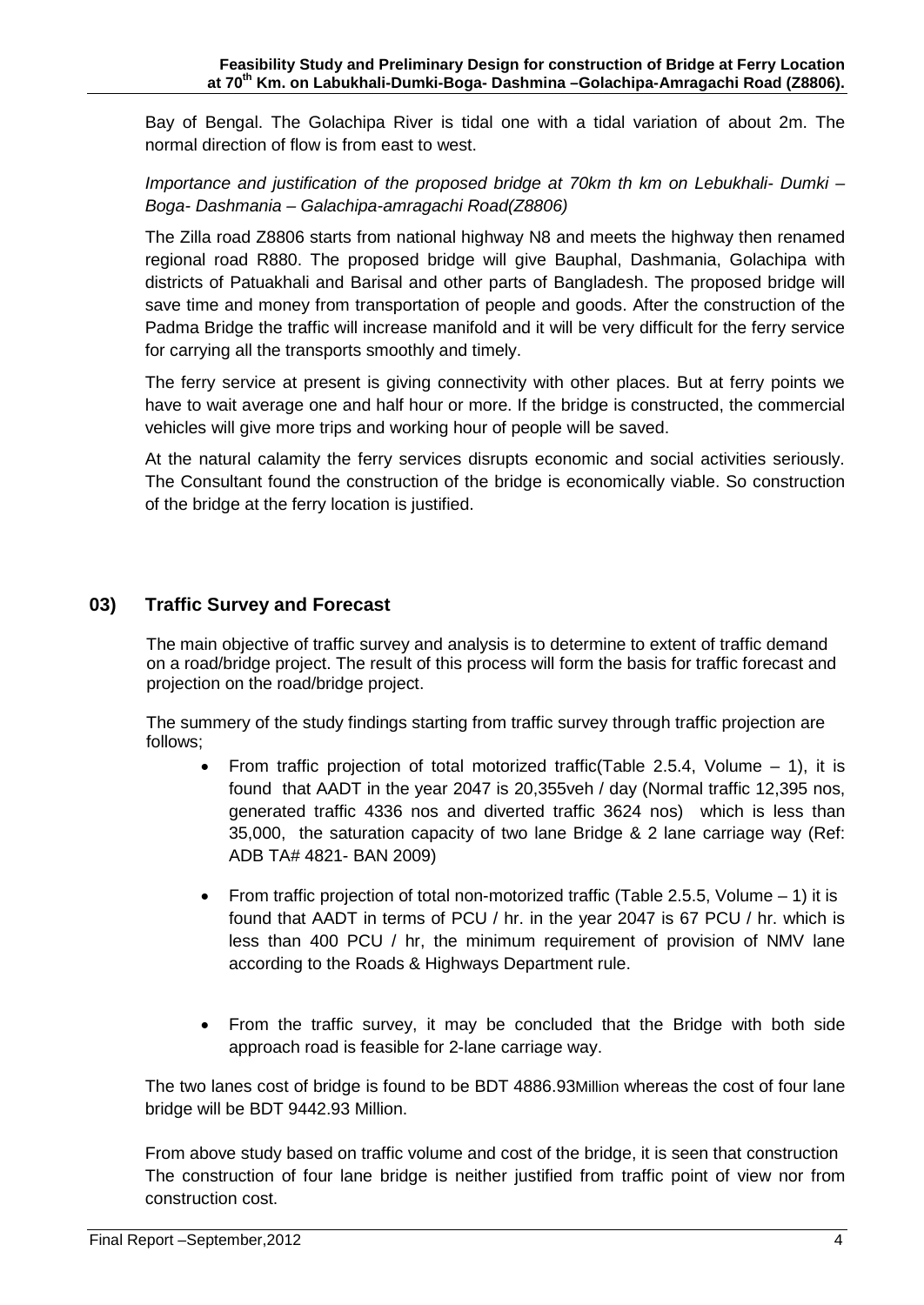Bay of Bengal. The Golachipa River is tidal one with a tidal variation of about 2m. The normal direction of flow is from east to west.

*Importance and justification of the proposed bridge at 70km th km on Lebukhali- Dumki – Boga- Dashmania – Galachipa-amragachi Road(Z8806)*

The Zilla road Z8806 starts from national highway N8 and meets the highway then renamed regional road R880. The proposed bridge will give Bauphal, Dashmania, Golachipa with districts of Patuakhali and Barisal and other parts of Bangladesh. The proposed bridge will save time and money from transportation of people and goods. After the construction of the Padma Bridge the traffic will increase manifold and it will be very difficult for the ferry service for carrying all the transports smoothly and timely.

The ferry service at present is giving connectivity with other places. But at ferry points we have to wait average one and half hour or more. If the bridge is constructed, the commercial vehicles will give more trips and working hour of people will be saved.

At the natural calamity the ferry services disrupts economic and social activities seriously. The Consultant found the construction of the bridge is economically viable. So construction of the bridge at the ferry location is justified.

## 03) Traffic Survey and Forecast

The main objective of traffic survey and analysis is to determine to extent of traffic demand on a road/bridge project. The result of this process will form the basis for traffic forecast and projection on the road/bridge project.

The summery of the study findings starting from traffic survey through traffic projection are follows;

- From traffic projection of total motorized traffic(Table 2.5.4, Volume – 1), it is found that AADT in the year 2047 is 20,355veh / day (Normal traffic 12,395 nos, generated traffic 4336 nos and diverted traffic 3624 nos) which is less than 35,000, the saturation capacity of two lane Bridge & 2 lane carriage way (Ref: ADB TA# 4821- BAN 2009)
- From traffic projection of total non-motorized traffic (Table 2.5.5, Volume – 1) it is found that AADT in terms of PCU / hr. in the year 2047 is 67 PCU / hr. which is less than 400 PCU / hr, the minimum requirement of provision of NMV lane according to the Roads & Highways Department rule.
- From the traffic survey, it may be concluded that the Bridge with both side approach road is feasible for 2-lane carriage way.

The two lanes cost of bridge is found to be BDT 4886.93Million whereas the cost of four lane bridge will be BDT 9442.93 Million.

From above study based on traffic volume and cost of the bridge, it is seen that construction The construction of four lane bridge is neither justified from traffic point of view nor from construction cost.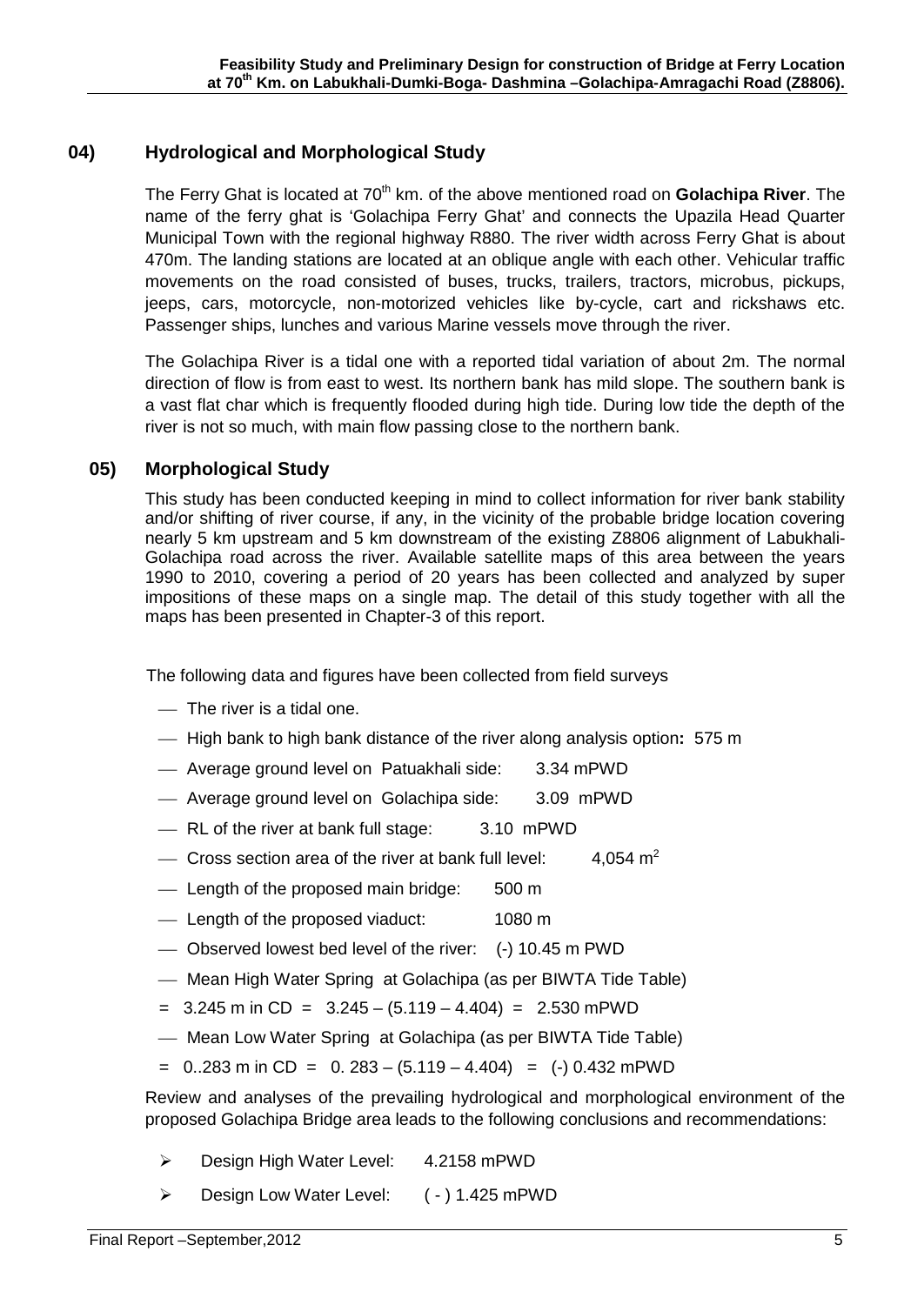## 04) Hydrological and Morphological Study

The Ferry Ghat is located at 70[th] km. of the above mentioned road on **Golachipa River**. The name of the ferry ghat is 'Golachipa Ferry Ghat' and connects the Upazila Head Quarter Municipal Town with the regional highway R880. The river width across Ferry Ghat is about 470m. The landing stations are located at an oblique angle with each other. Vehicular traffic movements on the road consisted of buses, trucks, trailers, tractors, microbus, pickups, jeeps, cars, motorcycle, non-motorized vehicles like by-cycle, cart and rickshaws etc. Passenger ships, lunches and various Marine vessels move through the river.

The Golachipa River is a tidal one with a reported tidal variation of about 2m. The normal direction of flow is from east to west. Its northern bank has mild slope. The southern bank is a vast flat char which is frequently flooded during high tide. During low tide the depth of the river is not so much, with main flow passing close to the northern bank.

## 05) Morphological Study

This study has been conducted keeping in mind to collect information for river bank stability and/or shifting of river course, if any, in the vicinity of the probable bridge location covering nearly 5 km upstream and 5 km downstream of the existing Z8806 alignment of Labukhali-Golachipa road across the river. Available satellite maps of this area between the years 1990 to 2010, covering a period of 20 years has been collected and analyzed by super impositions of these maps on a single map. The detail of this study together with all the maps has been presented in Chapter-3 of this report.

The following data and figures have been collected from field surveys

- The river is a tidal one.
- High bank to high bank distance of the river along analysis option**:** 575 m
- Average ground level on Patuakhali side: 3.34 mPWD
- Average ground level on Golachipa side: 3.09 mPWD
- RL of the river at bank full stage: 3.10 mPWD
- Cross section area of the river at bank full level: 4,054 m$^2$
- Length of the proposed main bridge: 500 m
- Length of the proposed viaduct: 1080 m
- Observed lowest bed level of the river: (-) 10.45 m PWD
- Mean High Water Spring at Golachipa (as per BIWTA Tide Table)

  = 3.245 m in CD = 3.245 – (5.119 – 4.404) = 2.530 mPWD
- Mean Low Water Spring at Golachipa (as per BIWTA Tide Table)

  = 0..283 m in CD = 0. 283 – (5.119 – 4.404) = (-) 0.432 mPWD

Review and analyses of the prevailing hydrological and morphological environment of the proposed Golachipa Bridge area leads to the following conclusions and recommendations:

- Design High Water Level: 4.2158 mPWD
- Design Low Water Level: ( - ) 1.425 mPWD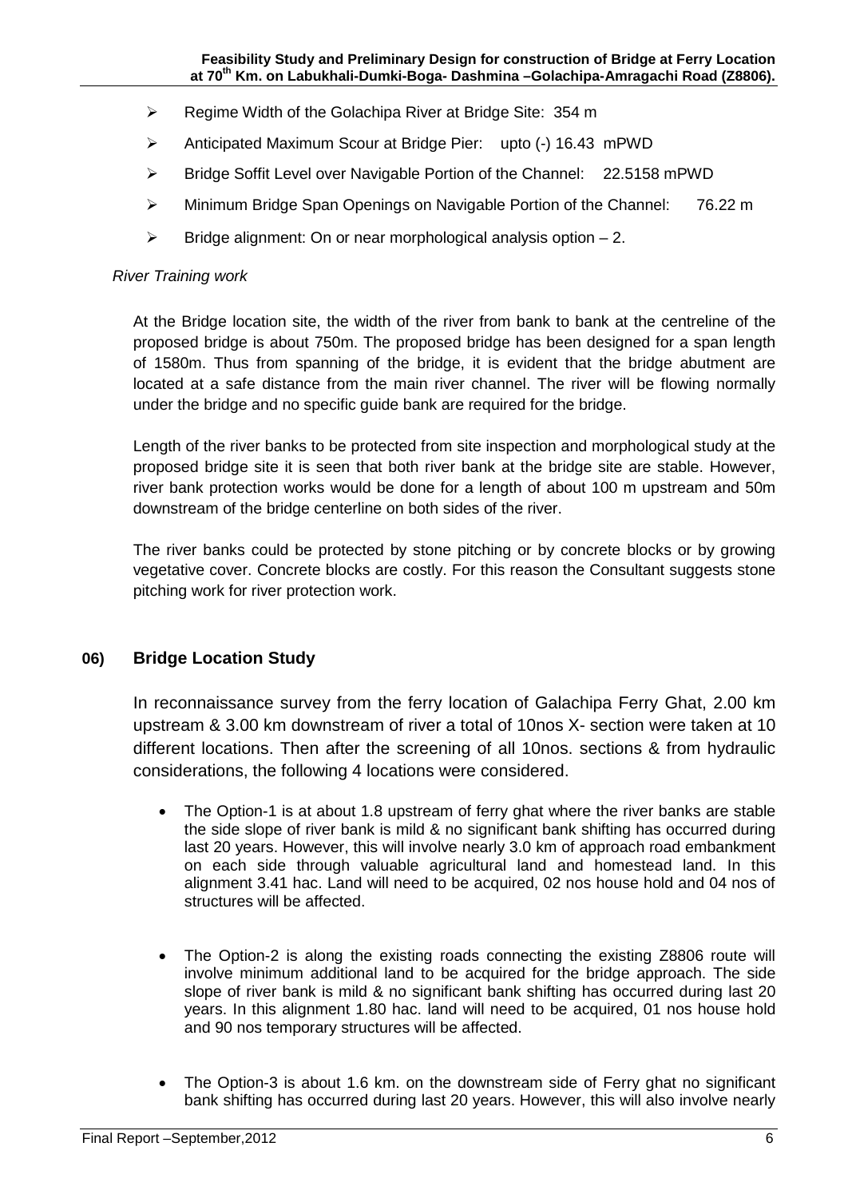- Regime Width of the Golachipa River at Bridge Site: 354 m
- Anticipated Maximum Scour at Bridge Pier: upto (-) 16.43 mPWD
- Bridge Soffit Level over Navigable Portion of the Channel: 22.5158 mPWD
- Minimum Bridge Span Openings on Navigable Portion of the Channel: 76.22 m
- Bridge alignment: On or near morphological analysis option – 2.

*River Training work*

At the Bridge location site, the width of the river from bank to bank at the centreline of the proposed bridge is about 750m. The proposed bridge has been designed for a span length of 1580m. Thus from spanning of the bridge, it is evident that the bridge abutment are located at a safe distance from the main river channel. The river will be flowing normally under the bridge and no specific guide bank are required for the bridge.

Length of the river banks to be protected from site inspection and morphological study at the proposed bridge site it is seen that both river bank at the bridge site are stable. However, river bank protection works would be done for a length of about 100 m upstream and 50m downstream of the bridge centerline on both sides of the river.

The river banks could be protected by stone pitching or by concrete blocks or by growing vegetative cover. Concrete blocks are costly. For this reason the Consultant suggests stone pitching work for river protection work.

## 06) Bridge Location Study

In reconnaissance survey from the ferry location of Galachipa Ferry Ghat, 2.00 km upstream & 3.00 km downstream of river a total of 10nos X- section were taken at 10 different locations. Then after the screening of all 10nos. sections & from hydraulic considerations, the following 4 locations were considered.

- The Option-1 is at about 1.8 upstream of ferry ghat where the river banks are stable the side slope of river bank is mild & no significant bank shifting has occurred during last 20 years. However, this will involve nearly 3.0 km of approach road embankment on each side through valuable agricultural land and homestead land. In this alignment 3.41 hac. Land will need to be acquired, 02 nos house hold and 04 nos of structures will be affected.

- The Option-2 is along the existing roads connecting the existing Z8806 route will involve minimum additional land to be acquired for the bridge approach. The side slope of river bank is mild & no significant bank shifting has occurred during last 20 years. In this alignment 1.80 hac. land will need to be acquired, 01 nos house hold and 90 nos temporary structures will be affected.

- The Option-3 is about 1.6 km. on the downstream side of Ferry ghat no significant bank shifting has occurred during last 20 years. However, this will also involve nearly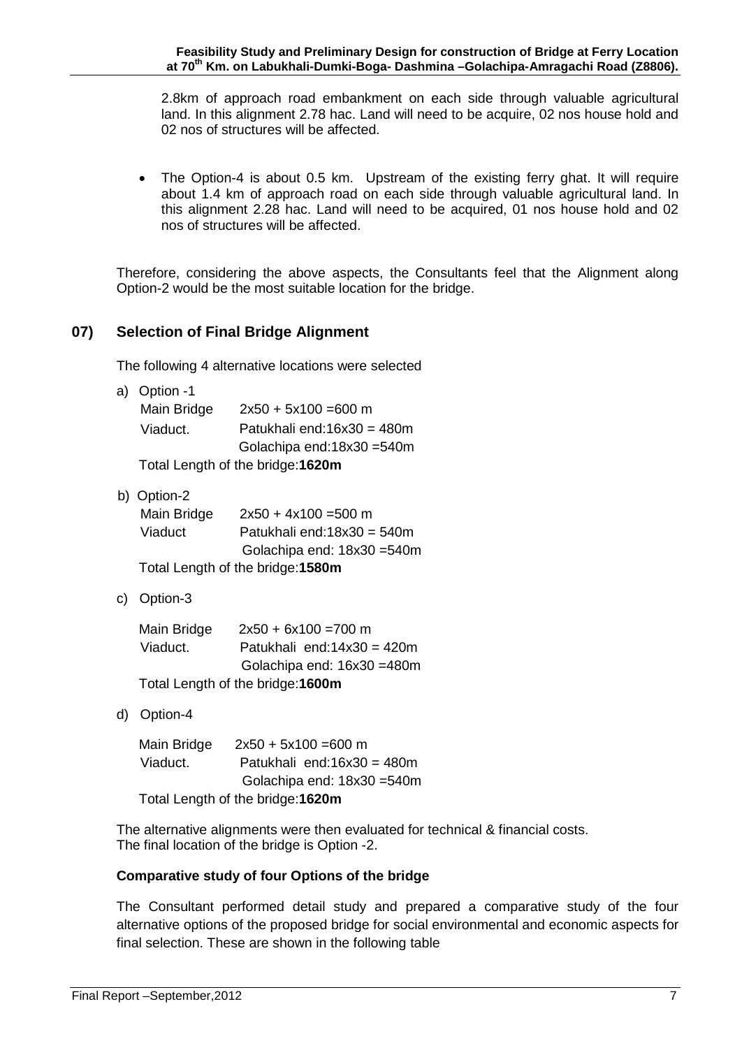2.8km of approach road embankment on each side through valuable agricultural land. In this alignment 2.78 hac. Land will need to be acquire, 02 nos house hold and 02 nos of structures will be affected.

- The Option-4 is about 0.5 km. Upstream of the existing ferry ghat. It will require about 1.4 km of approach road on each side through valuable agricultural land. In this alignment 2.28 hac. Land will need to be acquired, 01 nos house hold and 02 nos of structures will be affected.

Therefore, considering the above aspects, the Consultants feel that the Alignment along Option-2 would be the most suitable location for the bridge.

## 07) Selection of Final Bridge Alignment

The following 4 alternative locations were selected

a) Option -1

Main Bridge 2x50 + 5x100 =600 m
Viaduct. Patukhali end:16x30 = 480m
Golachipa end:18x30 =540m
Total Length of the bridge:**1620m**

b) Option-2

Main Bridge 2x50 + 4x100 =500 m
Viaduct Patukhali end:18x30 = 540m
Golachipa end: 18x30 =540m
Total Length of the bridge:**1580m**

c) Option-3

Main Bridge 2x50 + 6x100 =700 m
Viaduct. Patukhali end:14x30 = 420m
Golachipa end: 16x30 =480m
Total Length of the bridge:**1600m**

d) Option-4

Main Bridge 2x50 + 5x100 =600 m
Viaduct. Patukhali end:16x30 = 480m
Golachipa end: 18x30 =540m
Total Length of the bridge:**1620m**

The alternative alignments were then evaluated for technical & financial costs.
The final location of the bridge is Option -2.

### Comparative study of four Options of the bridge

The Consultant performed detail study and prepared a comparative study of the four alternative options of the proposed bridge for social environmental and economic aspects for final selection. These are shown in the following table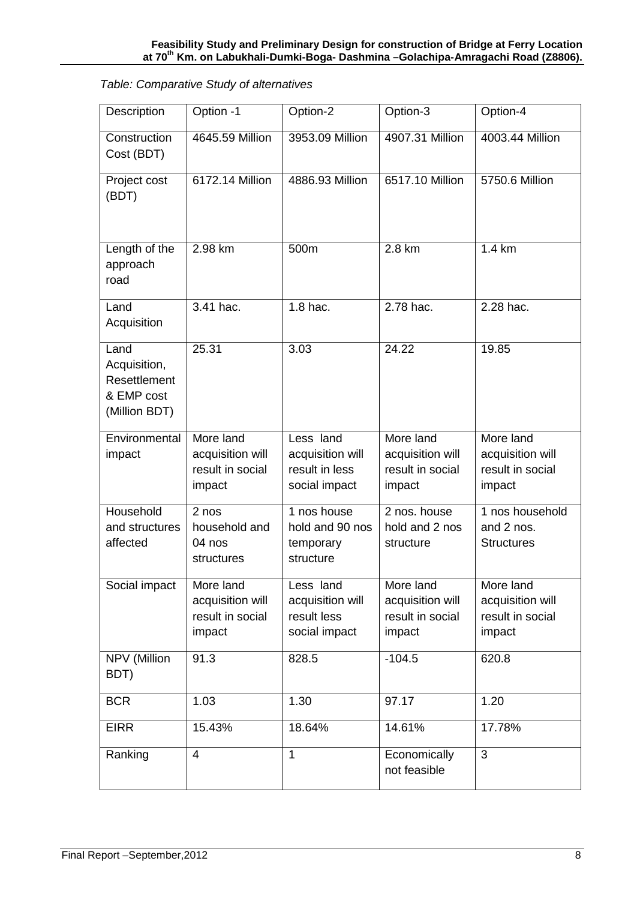*Table: Comparative Study of alternatives*

| Description | Option -1 | Option-2 | Option-3 | Option-4 |
| --- | --- | --- | --- | --- |
| Construction Cost (BDT) | 4645.59 Million | 3953.09 Million | 4907.31 Million | 4003.44 Million |
| Project cost (BDT) | 6172.14 Million | 4886.93 Million | 6517.10 Million | 5750.6 Million |
| Length of the approach road | 2.98 km | 500m | 2.8 km | 1.4 km |
| Land Acquisition | 3.41 hac. | 1.8 hac. | 2.78 hac. | 2.28 hac. |
| Land Acquisition, Resettlement & EMP cost (Million BDT) | 25.31 | 3.03 | 24.22 | 19.85 |
| Environmental impact | More land acquisition will result in social impact | Less land acquisition will result in less social impact | More land acquisition will result in social impact | More land acquisition will result in social impact |
| Household and structures affected | 2 nos household and 04 nos structures | 1 nos house hold and 90 nos temporary structure | 2 nos. house hold and 2 nos structure | 1 nos household and 2 nos. Structures |
| Social impact | More land acquisition will result in social impact | Less land acquisition will result less social impact | More land acquisition will result in social impact | More land acquisition will result in social impact |
| NPV (Million BDT) | 91.3 | 828.5 | -104.5 | 620.8 |
| BCR | 1.03 | 1.30 | 97.17 | 1.20 |
| EIRR | 15.43% | 18.64% | 14.61% | 17.78% |
| Ranking | 4 | 1 | Economically not feasible | 3 |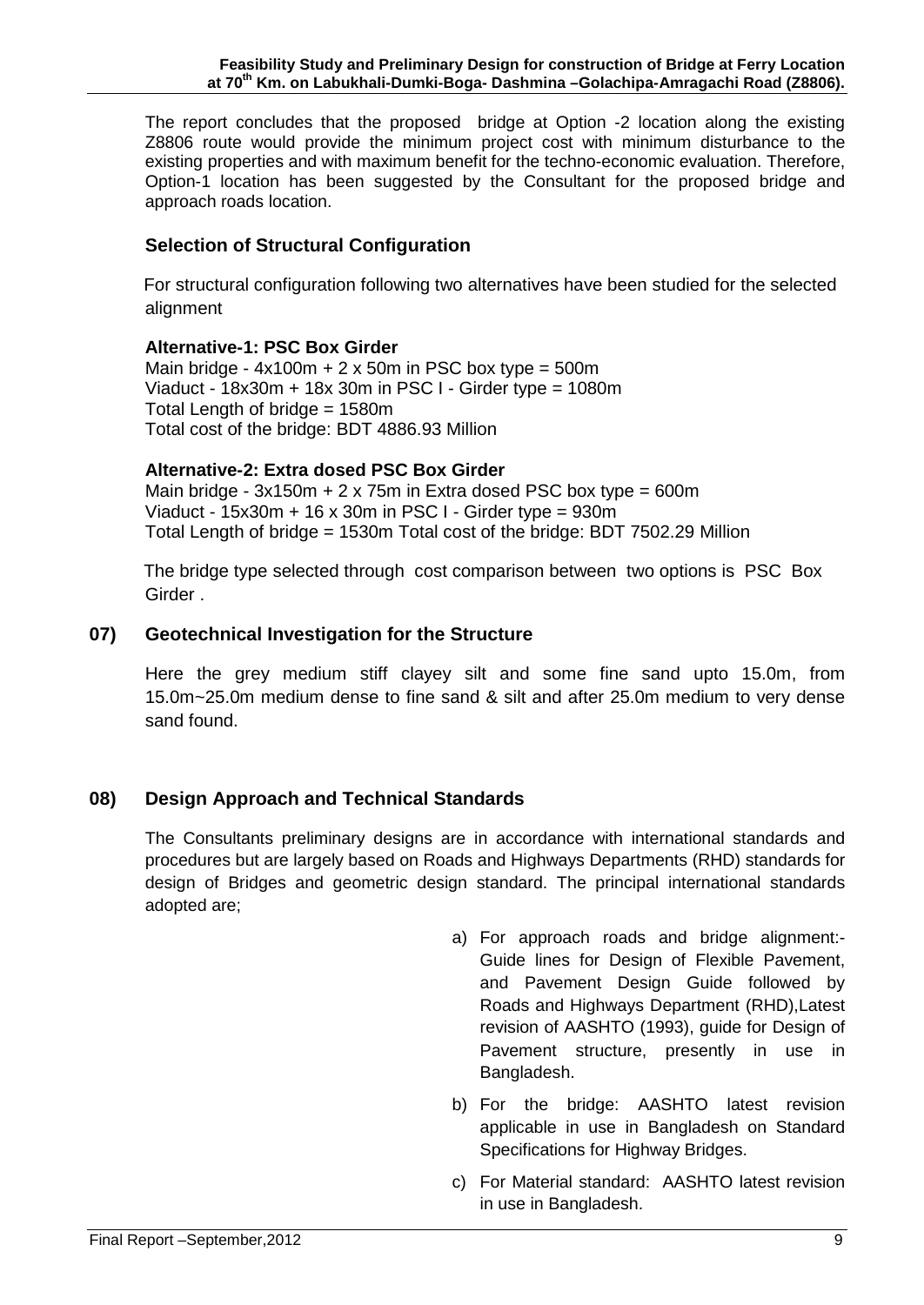The report concludes that the proposed bridge at Option -2 location along the existing Z8806 route would provide the minimum project cost with minimum disturbance to the existing properties and with maximum benefit for the techno-economic evaluation. Therefore, Option-1 location has been suggested by the Consultant for the proposed bridge and approach roads location.

### Selection of Structural Configuration

For structural configuration following two alternatives have been studied for the selected alignment

**Alternative-1: PSC Box Girder**
Main bridge - 4x100m + 2 x 50m in PSC box type = 500m
Viaduct - 18x30m + 18x 30m in PSC I - Girder type = 1080m
Total Length of bridge = 1580m
Total cost of the bridge: BDT 4886.93 Million

**Alternative-2: Extra dosed PSC Box Girder**
Main bridge - 3x150m + 2 x 75m in Extra dosed PSC box type = 600m
Viaduct - 15x30m + 16 x 30m in PSC I - Girder type = 930m
Total Length of bridge = 1530m Total cost of the bridge: BDT 7502.29 Million

The bridge type selected through cost comparison between two options is PSC Box Girder .

## 07) Geotechnical Investigation for the Structure

Here the grey medium stiff clayey silt and some fine sand upto 15.0m, from 15.0m~25.0m medium dense to fine sand & silt and after 25.0m medium to very dense sand found.

## 08) Design Approach and Technical Standards

The Consultants preliminary designs are in accordance with international standards and procedures but are largely based on Roads and Highways Departments (RHD) standards for design of Bridges and geometric design standard. The principal international standards adopted are;

a) For approach roads and bridge alignment:- Guide lines for Design of Flexible Pavement, and Pavement Design Guide followed by Roads and Highways Department (RHD),Latest revision of AASHTO (1993), guide for Design of Pavement structure, presently in use in Bangladesh.

b) For the bridge: AASHTO latest revision applicable in use in Bangladesh on Standard Specifications for Highway Bridges.

c) For Material standard: AASHTO latest revision in use in Bangladesh.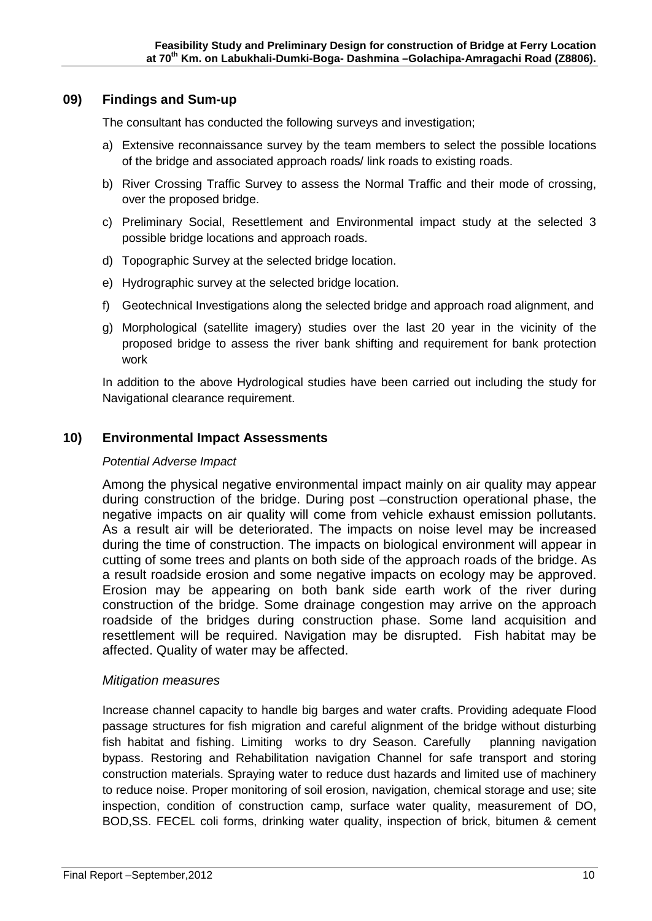## 09) Findings and Sum-up

The consultant has conducted the following surveys and investigation;

a) Extensive reconnaissance survey by the team members to select the possible locations of the bridge and associated approach roads/ link roads to existing roads.

b) River Crossing Traffic Survey to assess the Normal Traffic and their mode of crossing, over the proposed bridge.

c) Preliminary Social, Resettlement and Environmental impact study at the selected 3 possible bridge locations and approach roads.

d) Topographic Survey at the selected bridge location.

e) Hydrographic survey at the selected bridge location.

f) Geotechnical Investigations along the selected bridge and approach road alignment, and

g) Morphological (satellite imagery) studies over the last 20 year in the vicinity of the proposed bridge to assess the river bank shifting and requirement for bank protection work

In addition to the above Hydrological studies have been carried out including the study for Navigational clearance requirement.

## 10) Environmental Impact Assessments

*Potential Adverse Impact*

Among the physical negative environmental impact mainly on air quality may appear during construction of the bridge. During post –construction operational phase, the negative impacts on air quality will come from vehicle exhaust emission pollutants. As a result air will be deteriorated. The impacts on noise level may be increased during the time of construction. The impacts on biological environment will appear in cutting of some trees and plants on both side of the approach roads of the bridge. As a result roadside erosion and some negative impacts on ecology may be approved. Erosion may be appearing on both bank side earth work of the river during construction of the bridge. Some drainage congestion may arrive on the approach roadside of the bridges during construction phase. Some land acquisition and resettlement will be required. Navigation may be disrupted. Fish habitat may be affected. Quality of water may be affected.

*Mitigation measures*

Increase channel capacity to handle big barges and water crafts. Providing adequate Flood passage structures for fish migration and careful alignment of the bridge without disturbing fish habitat and fishing. Limiting works to dry Season. Carefully planning navigation bypass. Restoring and Rehabilitation navigation Channel for safe transport and storing construction materials. Spraying water to reduce dust hazards and limited use of machinery to reduce noise. Proper monitoring of soil erosion, navigation, chemical storage and use; site inspection, condition of construction camp, surface water quality, measurement of DO, BOD,SS. FECEL coli forms, drinking water quality, inspection of brick, bitumen & cement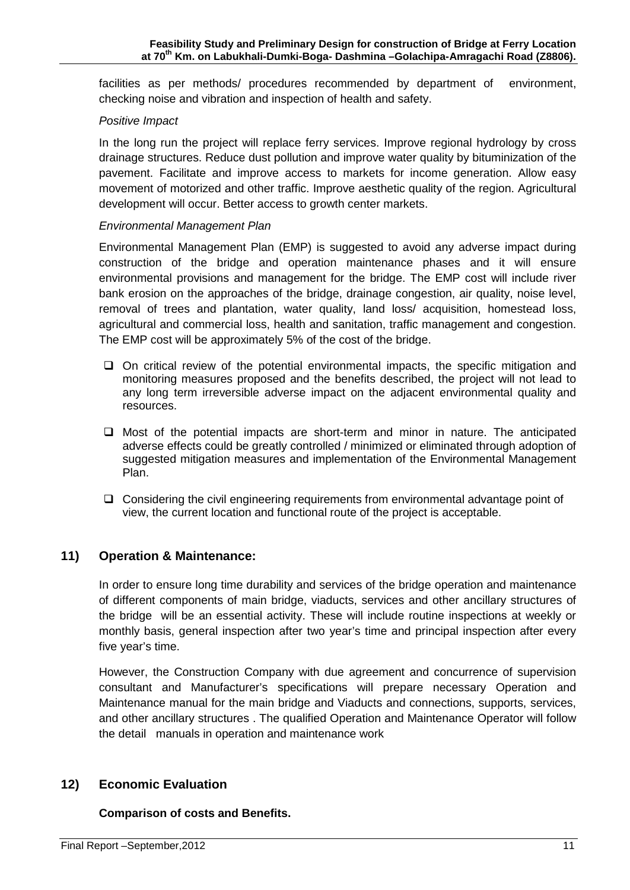facilities as per methods/ procedures recommended by department of environment, checking noise and vibration and inspection of health and safety.

*Positive Impact*

In the long run the project will replace ferry services. Improve regional hydrology by cross drainage structures. Reduce dust pollution and improve water quality by bituminization of the pavement. Facilitate and improve access to markets for income generation. Allow easy movement of motorized and other traffic. Improve aesthetic quality of the region. Agricultural development will occur. Better access to growth center markets.

*Environmental Management Plan*

Environmental Management Plan (EMP) is suggested to avoid any adverse impact during construction of the bridge and operation maintenance phases and it will ensure environmental provisions and management for the bridge. The EMP cost will include river bank erosion on the approaches of the bridge, drainage congestion, air quality, noise level, removal of trees and plantation, water quality, land loss/ acquisition, homestead loss, agricultural and commercial loss, health and sanitation, traffic management and congestion. The EMP cost will be approximately 5% of the cost of the bridge.

- On critical review of the potential environmental impacts, the specific mitigation and monitoring measures proposed and the benefits described, the project will not lead to any long term irreversible adverse impact on the adjacent environmental quality and resources.
- Most of the potential impacts are short-term and minor in nature. The anticipated adverse effects could be greatly controlled / minimized or eliminated through adoption of suggested mitigation measures and implementation of the Environmental Management Plan.
- Considering the civil engineering requirements from environmental advantage point of view, the current location and functional route of the project is acceptable.

## 11) Operation & Maintenance:

In order to ensure long time durability and services of the bridge operation and maintenance of different components of main bridge, viaducts, services and other ancillary structures of the bridge will be an essential activity. These will include routine inspections at weekly or monthly basis, general inspection after two year's time and principal inspection after every five year's time.

However, the Construction Company with due agreement and concurrence of supervision consultant and Manufacturer's specifications will prepare necessary Operation and Maintenance manual for the main bridge and Viaducts and connections, supports, services, and other ancillary structures . The qualified Operation and Maintenance Operator will follow the detail manuals in operation and maintenance work

## 12) Economic Evaluation

**Comparison of costs and Benefits.**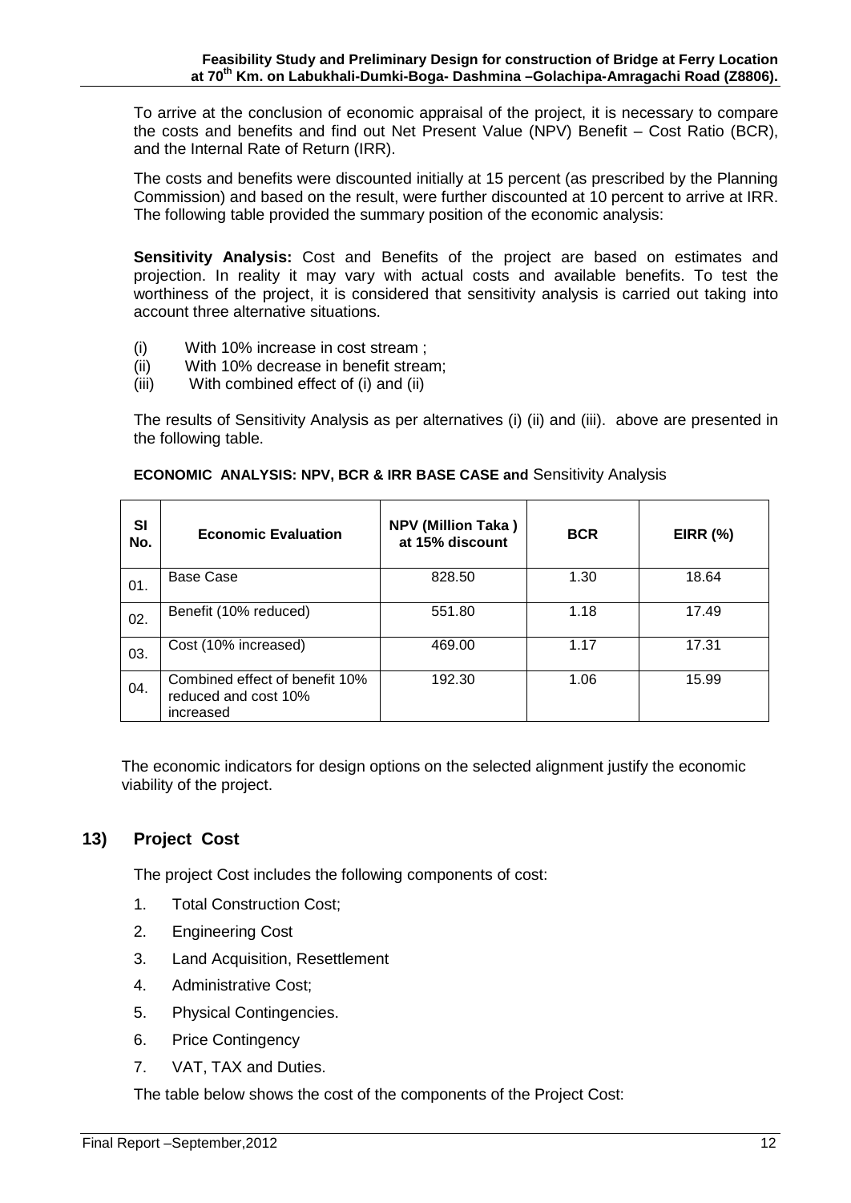To arrive at the conclusion of economic appraisal of the project, it is necessary to compare the costs and benefits and find out Net Present Value (NPV) Benefit – Cost Ratio (BCR), and the Internal Rate of Return (IRR).

The costs and benefits were discounted initially at 15 percent (as prescribed by the Planning Commission) and based on the result, were further discounted at 10 percent to arrive at IRR. The following table provided the summary position of the economic analysis:

**Sensitivity Analysis:** Cost and Benefits of the project are based on estimates and projection. In reality it may vary with actual costs and available benefits. To test the worthiness of the project, it is considered that sensitivity analysis is carried out taking into account three alternative situations.

- (i) With 10% increase in cost stream ;
- (ii) With 10% decrease in benefit stream;
- (iii) With combined effect of (i) and (ii)

The results of Sensitivity Analysis as per alternatives (i) (ii) and (iii). above are presented in the following table.

**ECONOMIC ANALYSIS: NPV, BCR & IRR BASE CASE and** Sensitivity Analysis

| Sl No. | Economic Evaluation | NPV (Million Taka ) at 15% discount | BCR | EIRR (%) |
|---|---|---|---|---|
| 01. | Base Case | 828.50 | 1.30 | 18.64 |
| 02. | Benefit (10% reduced) | 551.80 | 1.18 | 17.49 |
| 03. | Cost (10% increased) | 469.00 | 1.17 | 17.31 |
| 04. | Combined effect of benefit 10% reduced and cost 10% increased | 192.30 | 1.06 | 15.99 |

The economic indicators for design options on the selected alignment justify the economic viability of the project.

## 13) Project Cost

The project Cost includes the following components of cost:

1. Total Construction Cost;
2. Engineering Cost
3. Land Acquisition, Resettlement
4. Administrative Cost;
5. Physical Contingencies.
6. Price Contingency
7. VAT, TAX and Duties.

The table below shows the cost of the components of the Project Cost: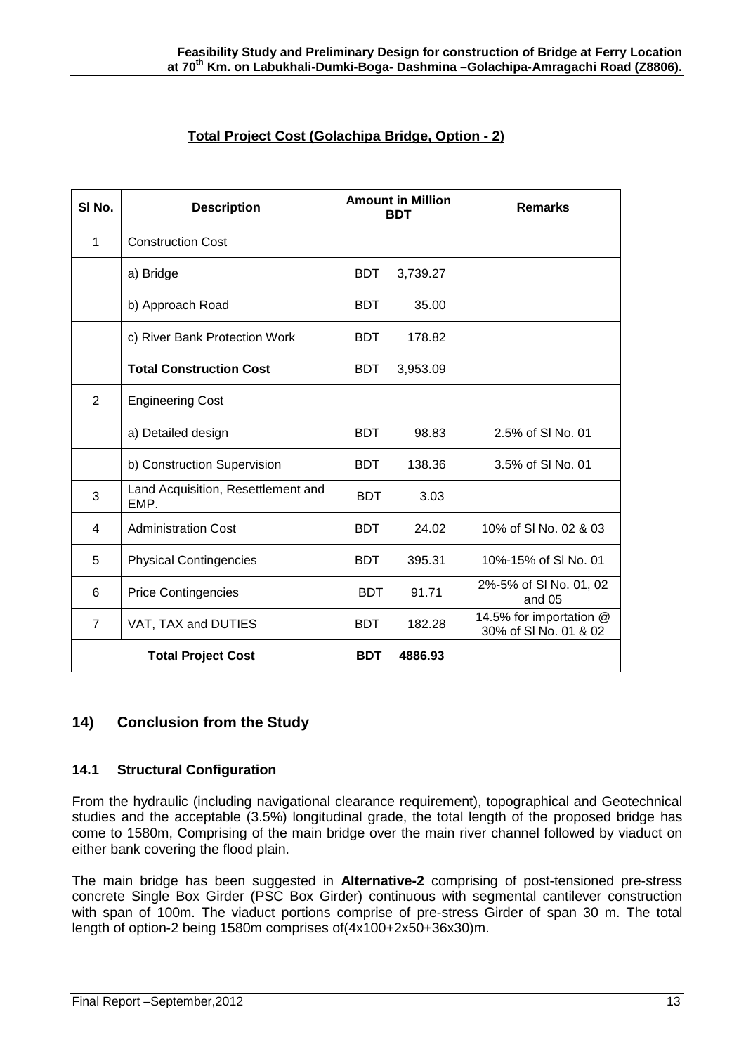**Total Project Cost (Golachipa Bridge, Option - 2)**

| Sl No. | Description | Amount in Million BDT | Remarks |
|---|---|---|---|
| 1 | Construction Cost | | |
| | a) Bridge | BDT 3,739.27 | |
| | b) Approach Road | BDT 35.00 | |
| | c) River Bank Protection Work | BDT 178.82 | |
| | **Total Construction Cost** | BDT 3,953.09 | |
| 2 | Engineering Cost | | |
| | a) Detailed design | BDT 98.83 | 2.5% of Sl No. 01 |
| | b) Construction Supervision | BDT 138.36 | 3.5% of Sl No. 01 |
| 3 | Land Acquisition, Resettlement and EMP. | BDT 3.03 | |
| 4 | Administration Cost | BDT 24.02 | 10% of Sl No. 02 & 03 |
| 5 | Physical Contingencies | BDT 395.31 | 10%-15% of Sl No. 01 |
| 6 | Price Contingencies | BDT 91.71 | 2%-5% of Sl No. 01, 02 and 05 |
| 7 | VAT, TAX and DUTIES | BDT 182.28 | 14.5% for importation @ 30% of Sl No. 01 & 02 |
| **Total Project Cost** | | **BDT 4886.93** | |

## 14) Conclusion from the Study

### 14.1 Structural Configuration

From the hydraulic (including navigational clearance requirement), topographical and Geotechnical studies and the acceptable (3.5%) longitudinal grade, the total length of the proposed bridge has come to 1580m, Comprising of the main bridge over the main river channel followed by viaduct on either bank covering the flood plain.

The main bridge has been suggested in **Alternative-2** comprising of post-tensioned pre-stress concrete Single Box Girder (PSC Box Girder) continuous with segmental cantilever construction with span of 100m. The viaduct portions comprise of pre-stress Girder of span 30 m. The total length of option-2 being 1580m comprises of(4x100+2x50+36x30)m.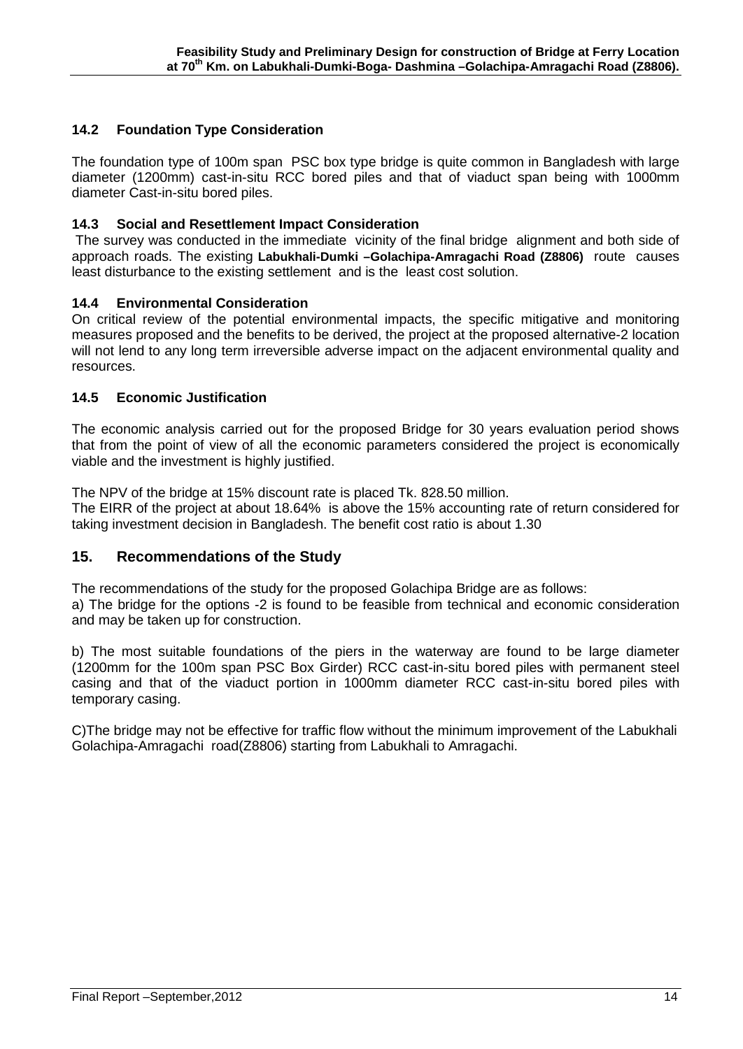### 14.2 Foundation Type Consideration

The foundation type of 100m span PSC box type bridge is quite common in Bangladesh with large diameter (1200mm) cast-in-situ RCC bored piles and that of viaduct span being with 1000mm diameter Cast-in-situ bored piles.

### 14.3 Social and Resettlement Impact Consideration

The survey was conducted in the immediate vicinity of the final bridge alignment and both side of approach roads. The existing **Labukhali-Dumki –Golachipa-Amragachi Road (Z8806)** route causes least disturbance to the existing settlement and is the least cost solution.

### 14.4 Environmental Consideration

On critical review of the potential environmental impacts, the specific mitigative and monitoring measures proposed and the benefits to be derived, the project at the proposed alternative-2 location will not lend to any long term irreversible adverse impact on the adjacent environmental quality and resources.

### 14.5 Economic Justification

The economic analysis carried out for the proposed Bridge for 30 years evaluation period shows that from the point of view of all the economic parameters considered the project is economically viable and the investment is highly justified.

The NPV of the bridge at 15% discount rate is placed Tk. 828.50 million.
The EIRR of the project at about 18.64% is above the 15% accounting rate of return considered for taking investment decision in Bangladesh. The benefit cost ratio is about 1.30

## 15. Recommendations of the Study

The recommendations of the study for the proposed Golachipa Bridge are as follows:
a) The bridge for the options -2 is found to be feasible from technical and economic consideration and may be taken up for construction.

b) The most suitable foundations of the piers in the waterway are found to be large diameter (1200mm for the 100m span PSC Box Girder) RCC cast-in-situ bored piles with permanent steel casing and that of the viaduct portion in 1000mm diameter RCC cast-in-situ bored piles with temporary casing.

C)The bridge may not be effective for traffic flow without the minimum improvement of the Labukhali Golachipa-Amragachi road(Z8806) starting from Labukhali to Amragachi.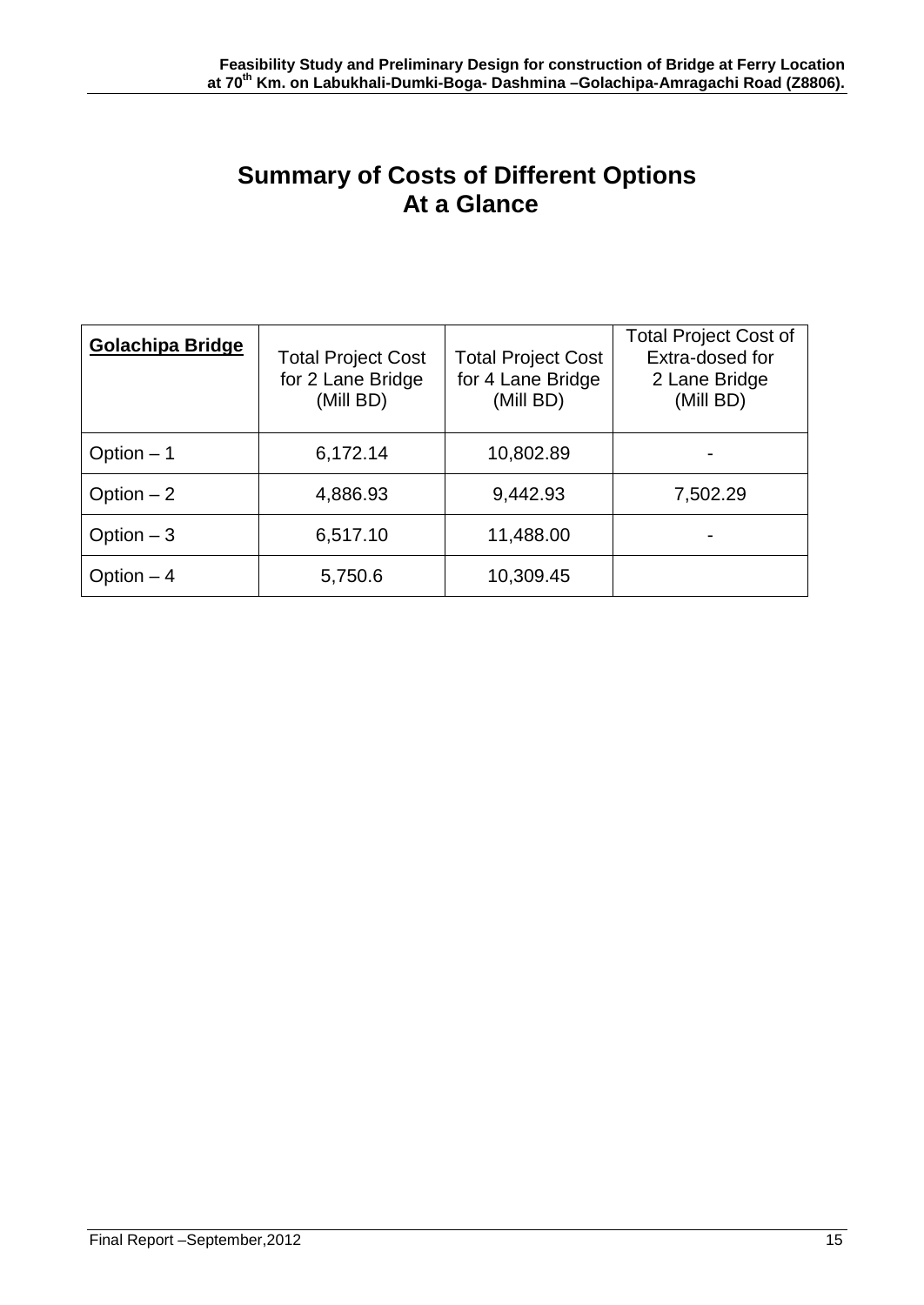# Summary of Costs of Different Options At a Glance

| **Golachipa Bridge** | Total Project Cost for 2 Lane Bridge (Mill BD) | Total Project Cost for 4 Lane Bridge (Mill BD) | Total Project Cost of Extra-dosed for 2 Lane Bridge (Mill BD) |
|---|---|---|---|
| Option – 1 | 6,172.14 | 10,802.89 | - |
| Option – 2 | 4,886.93 | 9,442.93 | 7,502.29 |
| Option – 3 | 6,517.10 | 11,488.00 | - |
| Option – 4 | 5,750.6 | 10,309.45 | |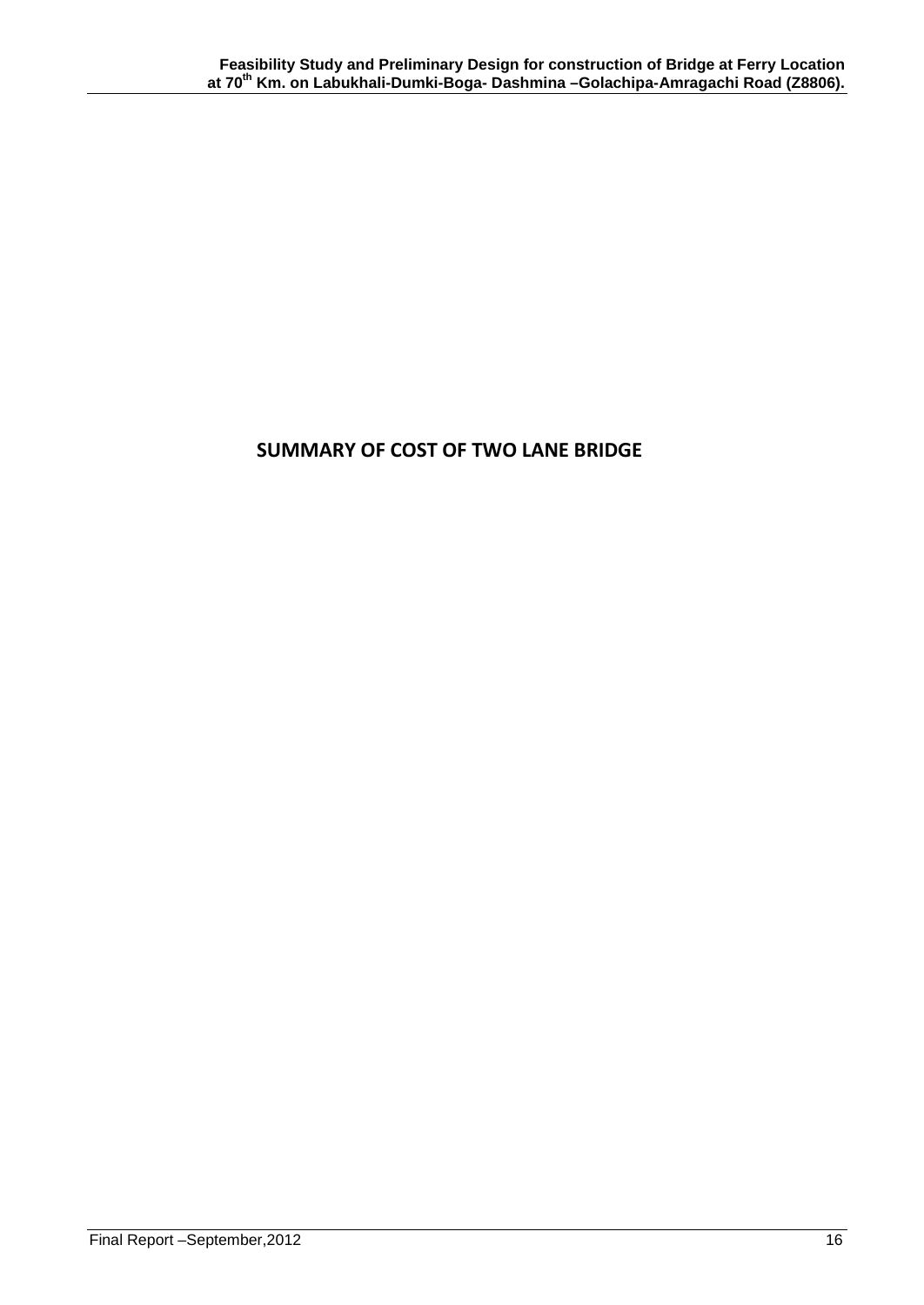# SUMMARY OF COST OF TWO LANE BRIDGE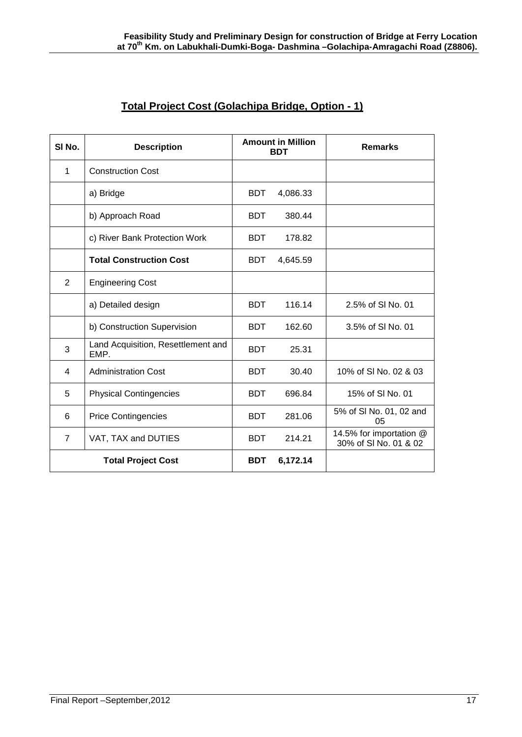## Total Project Cost (Golachipa Bridge, Option - 1)

| Sl No. | Description | Amount in Million BDT | Remarks |
|---|---|---|---|
| 1 | Construction Cost | | |
| | a) Bridge | BDT 4,086.33 | |
| | b) Approach Road | BDT 380.44 | |
| | c) River Bank Protection Work | BDT 178.82 | |
| | **Total Construction Cost** | BDT 4,645.59 | |
| 2 | Engineering Cost | | |
| | a) Detailed design | BDT 116.14 | 2.5% of Sl No. 01 |
| | b) Construction Supervision | BDT 162.60 | 3.5% of Sl No. 01 |
| 3 | Land Acquisition, Resettlement and EMP. | BDT 25.31 | |
| 4 | Administration Cost | BDT 30.40 | 10% of Sl No. 02 & 03 |
| 5 | Physical Contingencies | BDT 696.84 | 15% of Sl No. 01 |
| 6 | Price Contingencies | BDT 281.06 | 5% of Sl No. 01, 02 and 05 |
| 7 | VAT, TAX and DUTIES | BDT 214.21 | 14.5% for importation @ 30% of Sl No. 01 & 02 |
| **Total Project Cost** | | **BDT 6,172.14** | |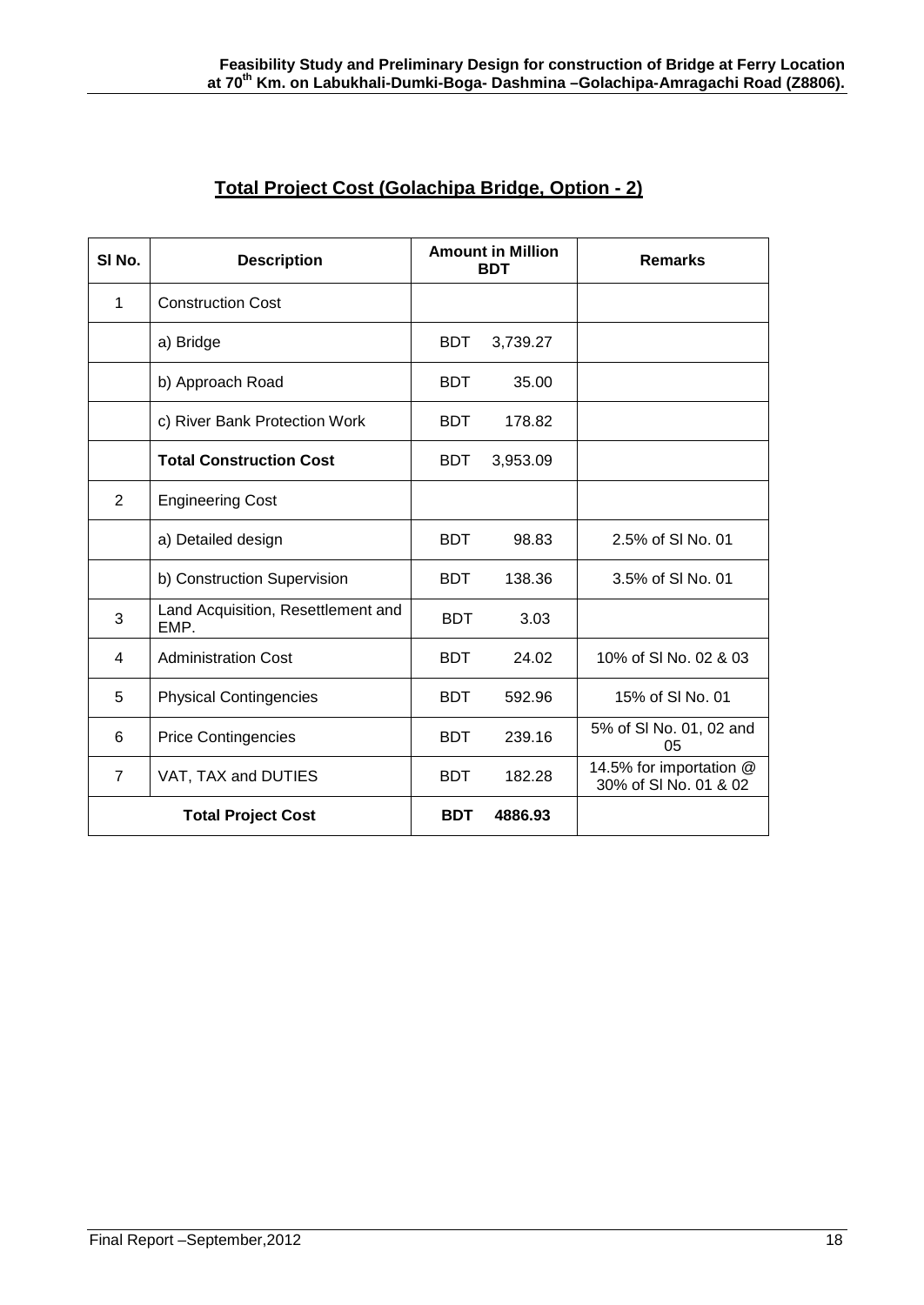## Total Project Cost (Golachipa Bridge, Option - 2)

| Sl No. | Description | Amount in Million BDT | Remarks |
|---|---|---|---|
| 1 | Construction Cost | | |
| | a) Bridge | BDT 3,739.27 | |
| | b) Approach Road | BDT 35.00 | |
| | c) River Bank Protection Work | BDT 178.82 | |
| | **Total Construction Cost** | BDT 3,953.09 | |
| 2 | Engineering Cost | | |
| | a) Detailed design | BDT 98.83 | 2.5% of Sl No. 01 |
| | b) Construction Supervision | BDT 138.36 | 3.5% of Sl No. 01 |
| 3 | Land Acquisition, Resettlement and EMP. | BDT 3.03 | |
| 4 | Administration Cost | BDT 24.02 | 10% of Sl No. 02 & 03 |
| 5 | Physical Contingencies | BDT 592.96 | 15% of Sl No. 01 |
| 6 | Price Contingencies | BDT 239.16 | 5% of Sl No. 01, 02 and 05 |
| 7 | VAT, TAX and DUTIES | BDT 182.28 | 14.5% for importation @ 30% of Sl No. 01 & 02 |
| **Total Project Cost** | | **BDT 4886.93** | |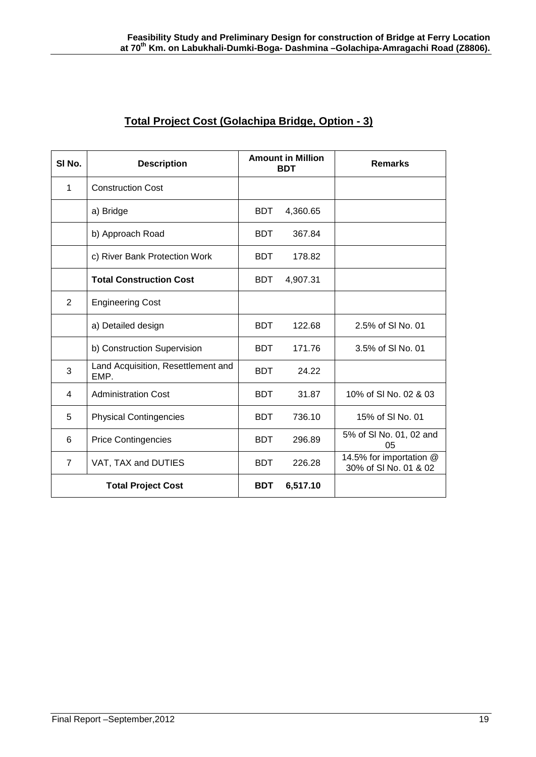## Total Project Cost (Golachipa Bridge, Option - 3)

| Sl No. | Description | Amount in Million BDT | Remarks |
|---|---|---|---|
| 1 | Construction Cost | | |
| | a) Bridge | BDT 4,360.65 | |
| | b) Approach Road | BDT 367.84 | |
| | c) River Bank Protection Work | BDT 178.82 | |
| | **Total Construction Cost** | BDT 4,907.31 | |
| 2 | Engineering Cost | | |
| | a) Detailed design | BDT 122.68 | 2.5% of Sl No. 01 |
| | b) Construction Supervision | BDT 171.76 | 3.5% of Sl No. 01 |
| 3 | Land Acquisition, Resettlement and EMP. | BDT 24.22 | |
| 4 | Administration Cost | BDT 31.87 | 10% of Sl No. 02 & 03 |
| 5 | Physical Contingencies | BDT 736.10 | 15% of Sl No. 01 |
| 6 | Price Contingencies | BDT 296.89 | 5% of Sl No. 01, 02 and 05 |
| 7 | VAT, TAX and DUTIES | BDT 226.28 | 14.5% for importation @ 30% of Sl No. 01 & 02 |
| **Total Project Cost** | | **BDT 6,517.10** | |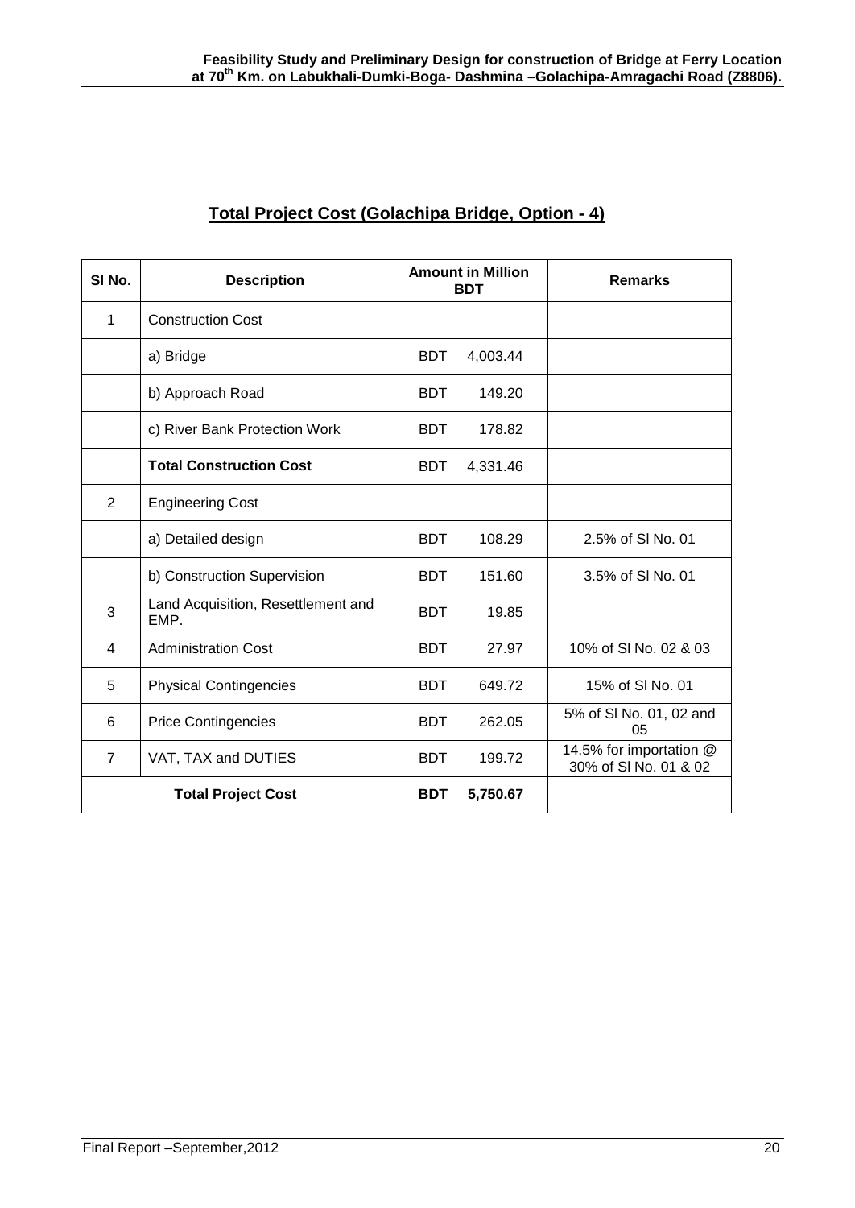## Total Project Cost (Golachipa Bridge, Option - 4)

| Sl No. | Description | Amount in Million BDT | Remarks |
|---|---|---|---|
| 1 | Construction Cost | | |
| | a) Bridge | BDT 4,003.44 | |
| | b) Approach Road | BDT 149.20 | |
| | c) River Bank Protection Work | BDT 178.82 | |
| | **Total Construction Cost** | BDT 4,331.46 | |
| 2 | Engineering Cost | | |
| | a) Detailed design | BDT 108.29 | 2.5% of Sl No. 01 |
| | b) Construction Supervision | BDT 151.60 | 3.5% of Sl No. 01 |
| 3 | Land Acquisition, Resettlement and EMP. | BDT 19.85 | |
| 4 | Administration Cost | BDT 27.97 | 10% of Sl No. 02 & 03 |
| 5 | Physical Contingencies | BDT 649.72 | 15% of Sl No. 01 |
| 6 | Price Contingencies | BDT 262.05 | 5% of Sl No. 01, 02 and 05 |
| 7 | VAT, TAX and DUTIES | BDT 199.72 | 14.5% for importation @ 30% of Sl No. 01 & 02 |
| **Total Project Cost** | | **BDT 5,750.67** | |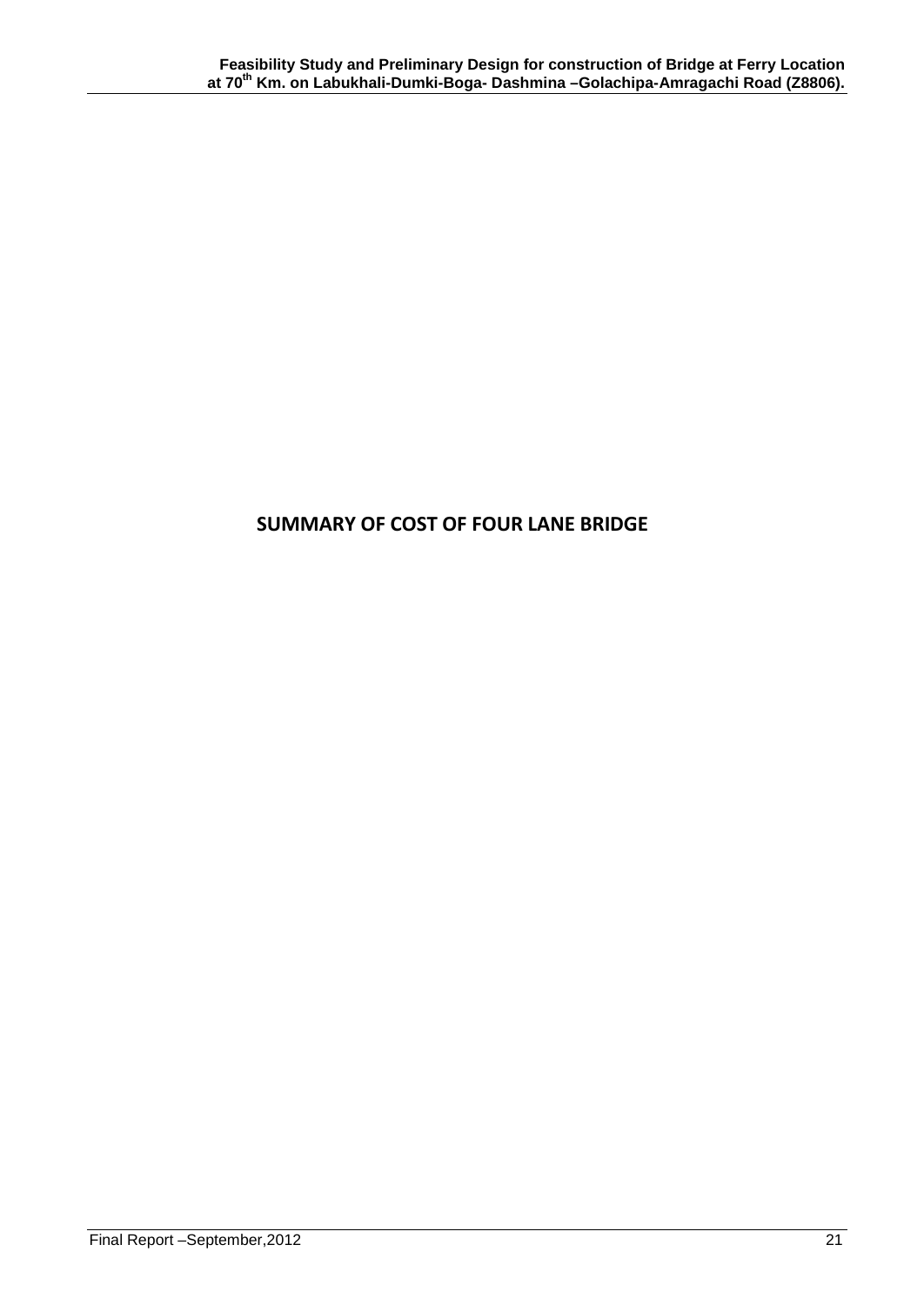# SUMMARY OF COST OF FOUR LANE BRIDGE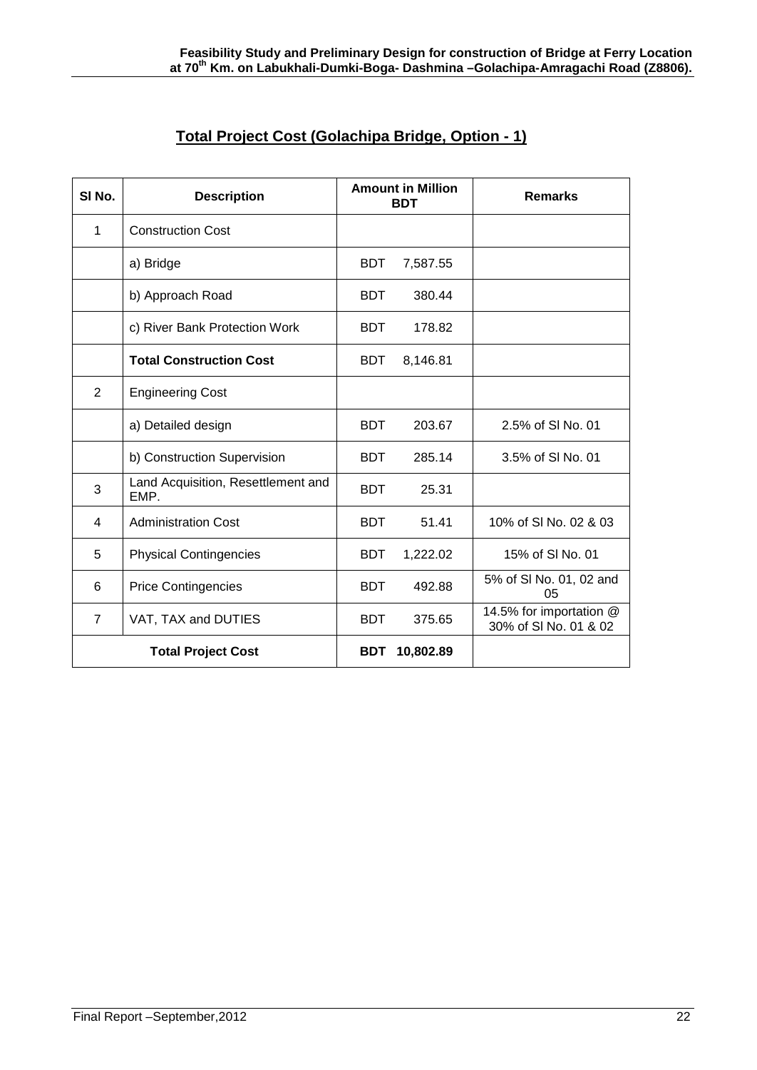## Total Project Cost (Golachipa Bridge, Option - 1)

| Sl No. | Description | Amount in Million BDT | Remarks |
|---|---|---|---|
| 1 | Construction Cost | | |
| | a) Bridge | BDT 7,587.55 | |
| | b) Approach Road | BDT 380.44 | |
| | c) River Bank Protection Work | BDT 178.82 | |
| | **Total Construction Cost** | BDT 8,146.81 | |
| 2 | Engineering Cost | | |
| | a) Detailed design | BDT 203.67 | 2.5% of Sl No. 01 |
| | b) Construction Supervision | BDT 285.14 | 3.5% of Sl No. 01 |
| 3 | Land Acquisition, Resettlement and EMP. | BDT 25.31 | |
| 4 | Administration Cost | BDT 51.41 | 10% of Sl No. 02 & 03 |
| 5 | Physical Contingencies | BDT 1,222.02 | 15% of Sl No. 01 |
| 6 | Price Contingencies | BDT 492.88 | 5% of Sl No. 01, 02 and 05 |
| 7 | VAT, TAX and DUTIES | BDT 375.65 | 14.5% for importation @ 30% of Sl No. 01 & 02 |
| **Total Project Cost** | | **BDT 10,802.89** | |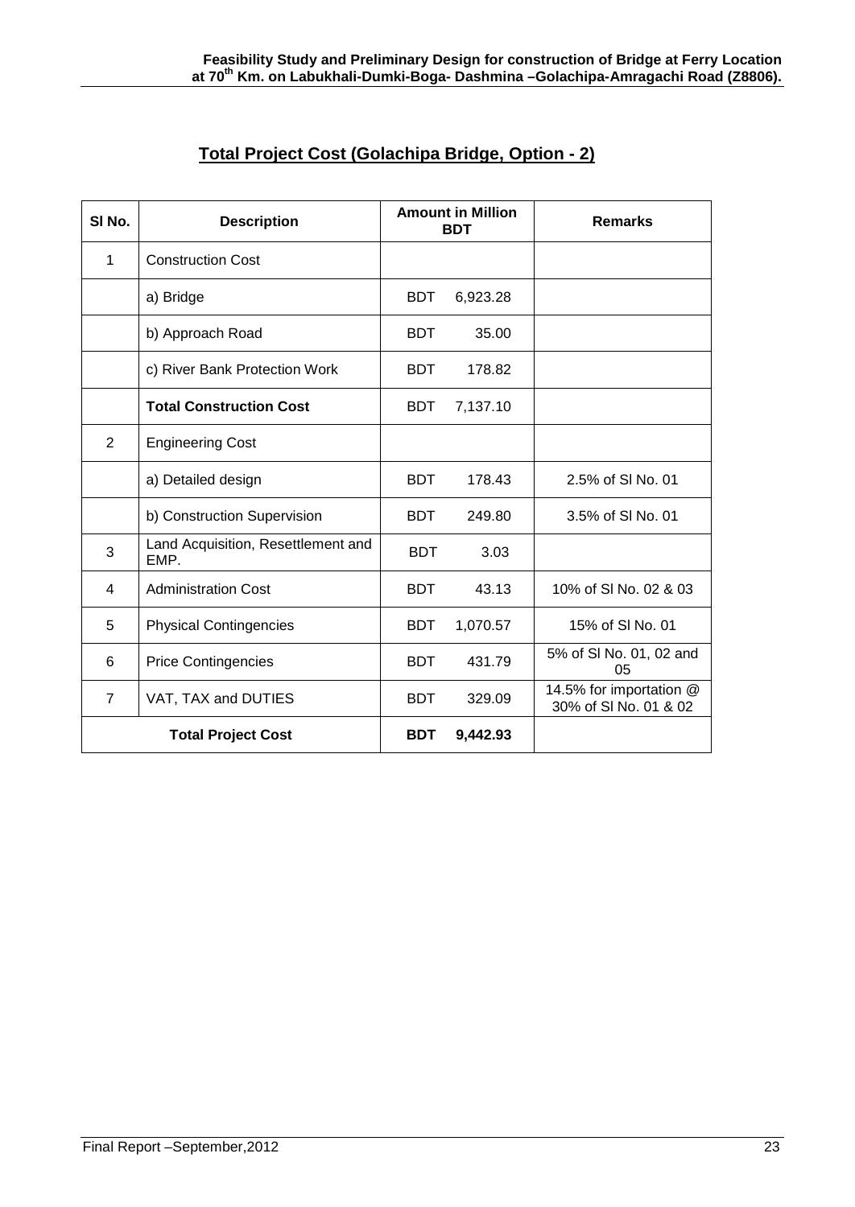## Total Project Cost (Golachipa Bridge, Option - 2)

| Sl No. | Description | Amount in Million BDT | Remarks |
|---|---|---|---|
| 1 | Construction Cost | | |
| | a) Bridge | BDT 6,923.28 | |
| | b) Approach Road | BDT 35.00 | |
| | c) River Bank Protection Work | BDT 178.82 | |
| | **Total Construction Cost** | BDT 7,137.10 | |
| 2 | Engineering Cost | | |
| | a) Detailed design | BDT 178.43 | 2.5% of Sl No. 01 |
| | b) Construction Supervision | BDT 249.80 | 3.5% of Sl No. 01 |
| 3 | Land Acquisition, Resettlement and EMP. | BDT 3.03 | |
| 4 | Administration Cost | BDT 43.13 | 10% of Sl No. 02 & 03 |
| 5 | Physical Contingencies | BDT 1,070.57 | 15% of Sl No. 01 |
| 6 | Price Contingencies | BDT 431.79 | 5% of Sl No. 01, 02 and 05 |
| 7 | VAT, TAX and DUTIES | BDT 329.09 | 14.5% for importation @ 30% of Sl No. 01 & 02 |
| **Total Project Cost** | | **BDT 9,442.93** | |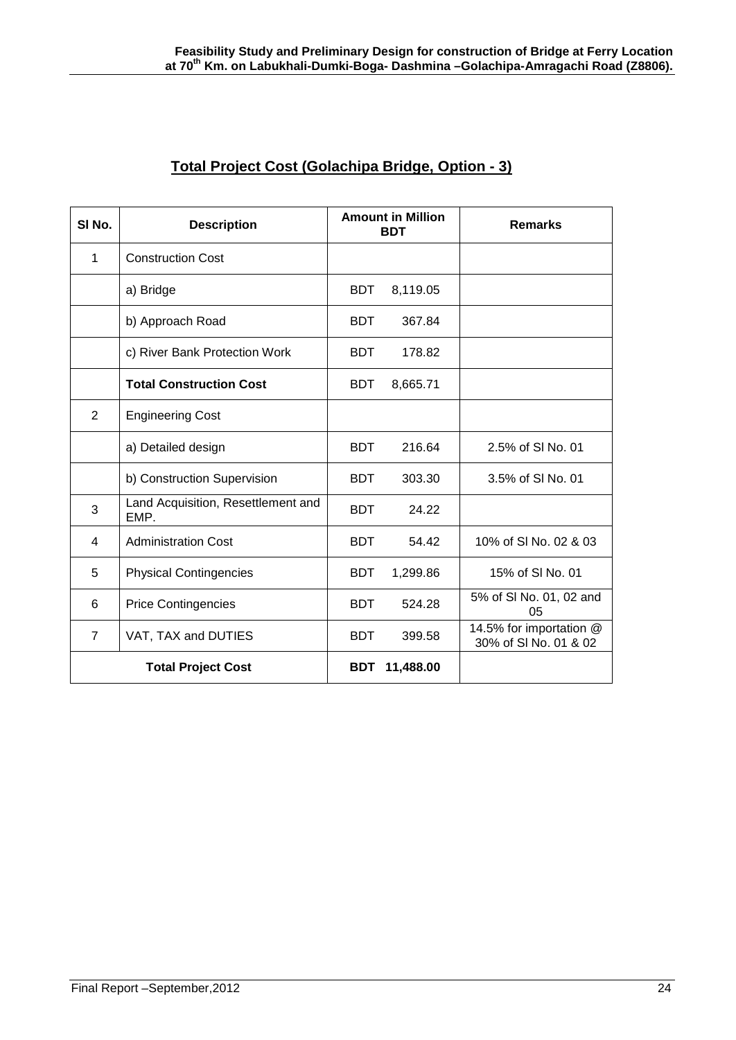## Total Project Cost (Golachipa Bridge, Option - 3)

| Sl No. | Description | Amount in Million BDT | Remarks |
|---|---|---|---|
| 1 | Construction Cost | | |
| | a) Bridge | BDT 8,119.05 | |
| | b) Approach Road | BDT 367.84 | |
| | c) River Bank Protection Work | BDT 178.82 | |
| | **Total Construction Cost** | BDT 8,665.71 | |
| 2 | Engineering Cost | | |
| | a) Detailed design | BDT 216.64 | 2.5% of Sl No. 01 |
| | b) Construction Supervision | BDT 303.30 | 3.5% of Sl No. 01 |
| 3 | Land Acquisition, Resettlement and EMP. | BDT 24.22 | |
| 4 | Administration Cost | BDT 54.42 | 10% of Sl No. 02 & 03 |
| 5 | Physical Contingencies | BDT 1,299.86 | 15% of Sl No. 01 |
| 6 | Price Contingencies | BDT 524.28 | 5% of Sl No. 01, 02 and 05 |
| 7 | VAT, TAX and DUTIES | BDT 399.58 | 14.5% for importation @ 30% of Sl No. 01 & 02 |
| **Total Project Cost** | | **BDT 11,488.00** | |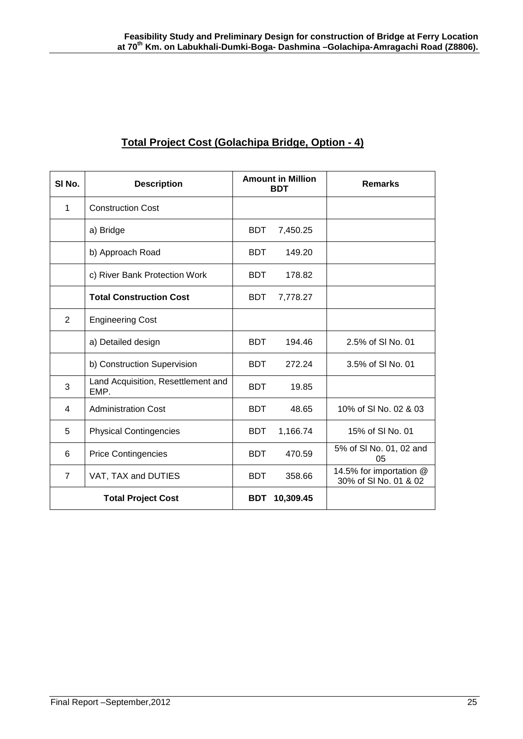## Total Project Cost (Golachipa Bridge, Option - 4)

| Sl No. | Description | Amount in Million BDT | Remarks |
|---|---|---|---|
| 1 | Construction Cost | | |
| | a) Bridge | BDT 7,450.25 | |
| | b) Approach Road | BDT 149.20 | |
| | c) River Bank Protection Work | BDT 178.82 | |
| | **Total Construction Cost** | BDT 7,778.27 | |
| 2 | Engineering Cost | | |
| | a) Detailed design | BDT 194.46 | 2.5% of Sl No. 01 |
| | b) Construction Supervision | BDT 272.24 | 3.5% of Sl No. 01 |
| 3 | Land Acquisition, Resettlement and EMP. | BDT 19.85 | |
| 4 | Administration Cost | BDT 48.65 | 10% of Sl No. 02 & 03 |
| 5 | Physical Contingencies | BDT 1,166.74 | 15% of Sl No. 01 |
| 6 | Price Contingencies | BDT 470.59 | 5% of Sl No. 01, 02 and 05 |
| 7 | VAT, TAX and DUTIES | BDT 358.66 | 14.5% for importation @ 30% of Sl No. 01 & 02 |
| **Total Project Cost** | | **BDT 10,309.45** | |